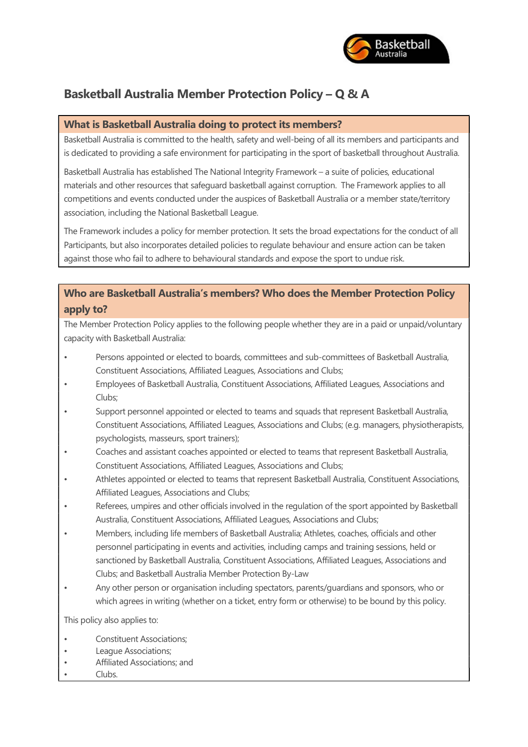# Basketball Australia Member Protection Policy – Q & A

## What is Basketball Australia doing to protect its members?

Basketball Australia is committed to the health, safety and well-being of all its members and participants and is dedicated to providing a safe environment for participating in the sport of basketball throughout Australia.

Basketball Australia has established The National Integrity Framework – a suite of policies, educational materials and other resources that safeguard basketball against corruption. The Framework applies to all competitions and events conducted under the auspices of Basketball Australia or a member state/territory association, including the National Basketball League.

The Framework includes a policy for member protection. It sets the broad expectations for the conduct of all Participants, but also incorporates detailed policies to regulate behaviour and ensure action can be taken against those who fail to adhere to behavioural standards and expose the sport to undue risk.

## Who are Basketball Australia's members? Who does the Member Protection Policy apply to?

The Member Protection Policy applies to the following people whether they are in a paid or unpaid/voluntary capacity with Basketball Australia:

- Persons appointed or elected to boards, committees and sub-committees of Basketball Australia, Constituent Associations, Affiliated Leagues, Associations and Clubs;
- Employees of Basketball Australia, Constituent Associations, Affiliated Leagues, Associations and Clubs;
- Support personnel appointed or elected to teams and squads that represent Basketball Australia, Constituent Associations, Affiliated Leagues, Associations and Clubs; (e.g. managers, physiotherapists, psychologists, masseurs, sport trainers);
- Coaches and assistant coaches appointed or elected to teams that represent Basketball Australia, Constituent Associations, Affiliated Leagues, Associations and Clubs;
- Athletes appointed or elected to teams that represent Basketball Australia, Constituent Associations, Affiliated Leagues, Associations and Clubs;
- Referees, umpires and other officials involved in the regulation of the sport appointed by Basketball Australia, Constituent Associations, Affiliated Leagues, Associations and Clubs;
- Members, including life members of Basketball Australia; Athletes, coaches, officials and other personnel participating in events and activities, including camps and training sessions, held or sanctioned by Basketball Australia, Constituent Associations, Affiliated Leagues, Associations and Clubs; and Basketball Australia Member Protection By-Law
- Any other person or organisation including spectators, parents/guardians and sponsors, who or which agrees in writing (whether on a ticket, entry form or otherwise) to be bound by this policy.

This policy also applies to:

- Constituent Associations;
- League Associations;
- Affiliated Associations; and
- Clubs.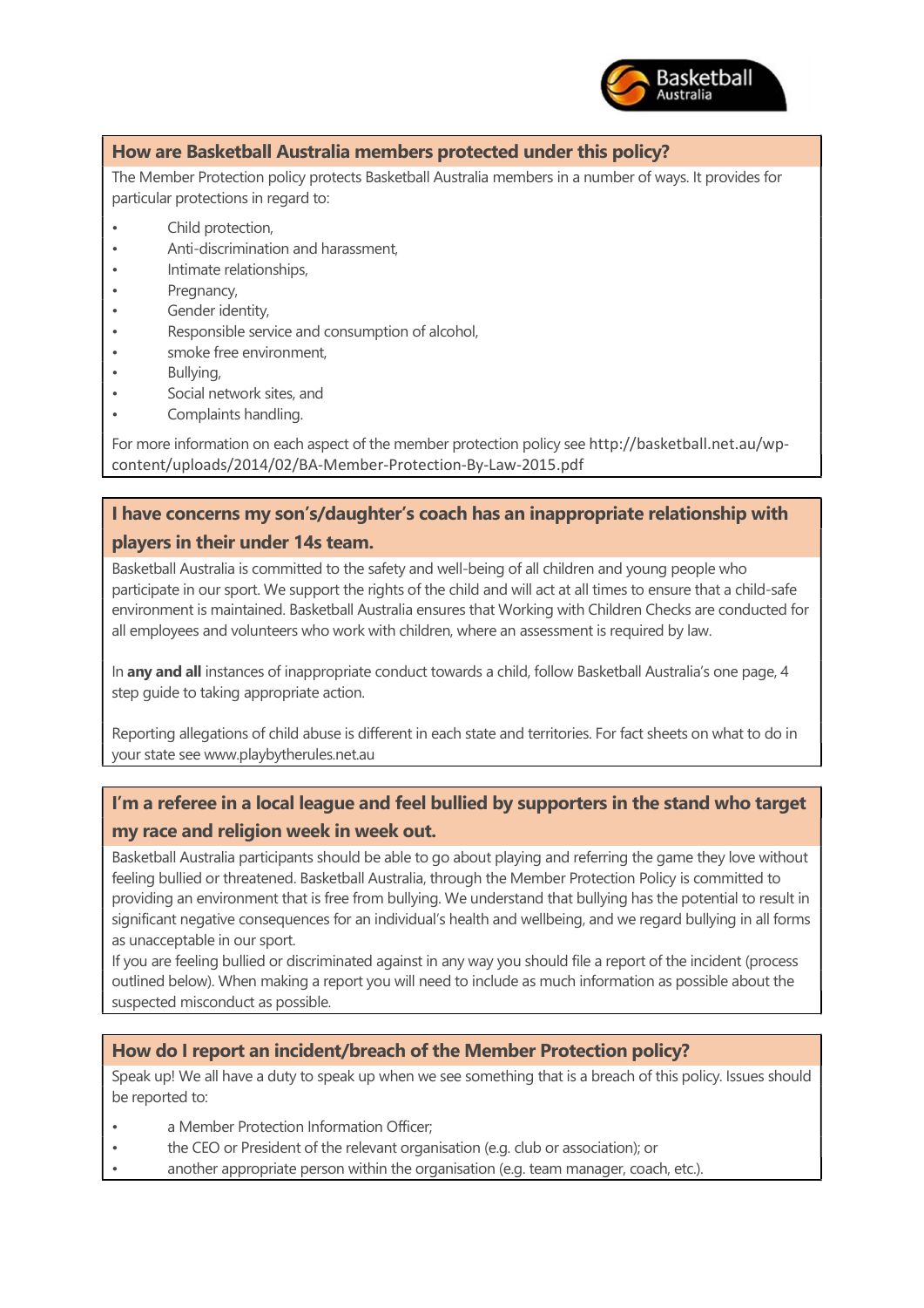## How are Basketball Australia members protected under this policy?

The Member Protection policy protects Basketball Australia members in a number of ways. It provides for particular protections in regard to:

- Child protection,
- Anti-discrimination and harassment,
- Intimate relationships,
- Pregnancy,
- Gender identity,
- Responsible service and consumption of alcohol,
- smoke free environment,
- Bullying,
- Social network sites, and
- Complaints handling.

For more information on each aspect of the member protection policy see http://basketball.net.au/wp-content/uploads/2014/02/BA-Member-Protection-By-Law-2015.pdf

## I have concerns my son's/daughter's coach has an inappropriate relationship with players in their under 14s team.

Basketball Australia is committed to the safety and well-being of all children and young people who participate in our sport. We support the rights of the child and will act at at all times to ensure that a child-safe environment is maintained. Basketball Australia ensures that Working with Children Checks are conducted for all employees and volunteers who work with children, where an assessment is required by law.

In **any and all** instances of inappropriate conduct towards a child, follow Basketball Australia's one page, 4 step guide to taking appropriate action.

Reporting allegations of child abuse is different in each state and territories. For fact sheets on what to do in your state see www.playbytherules.net.au

## I'm a referee in a local league and feel bullied by supporters in the stand who target my race and religion week in week out.

Basketball Australia participants should be able to go about playing and referring the game they love without feeling bullied or threatened. Basketball Australia, through the Member Protection Policy is committed to providing an environment that is free from bullying. We understand that bullying has the potential to result in significant negative consequences for an individual's health and wellbeing, and we regard bullying in all forms as unacceptable in our sport.

If you are feeling bullied or discriminated against in any way you should file a report of the incident (process outlined below). When making a report you will need to include as much information as possible about the suspected misconduct as possible.

## How do I report an incident/breach of the Member Protection policy?

Speak up! We all have a duty to speak up when we see something that is a breach of this policy. Issues should be reported to:

- a Member Protection Information Officer;
- the CEO or President of the relevant organisation (e.g. club or association); or
- another appropriate person within the organisation (e.g. team manager, coach, etc.).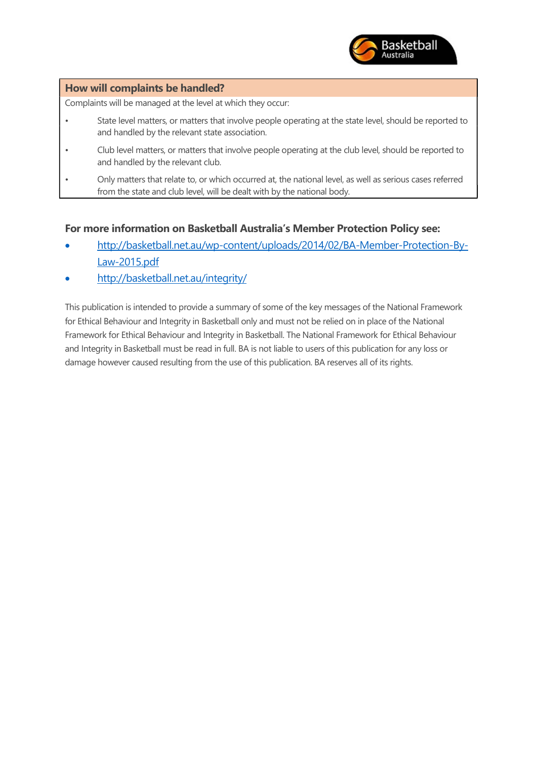## How will complaints be handled?

Complaints will be managed at the level at which they occur:

- State level matters, or matters that involve people operating at the state level, should be reported to and handled by the relevant state association.
- Club level matters, or matters that involve people operating at the club level, should be reported to and handled by the relevant club.
- Only matters that relate to, or which occurred at, the national level, as well as serious cases referred from the state and club level, will be dealt with by the national body.

**For more information on Basketball Australia's Member Protection Policy see:**

- http://basketball.net.au/wp-content/uploads/2014/02/BA-Member-Protection-By-Law-2015.pdf
- http://basketball.net.au/integrity/

This publication is intended to provide a summary of some of the key messages of the National Framework for Ethical Behaviour and Integrity in Basketball only and must not be relied on in place of the National Framework for Ethical Behaviour and Integrity in Basketball. The National Framework for Ethical Behaviour and Integrity in Basketball must be read in full. BA is not liable to users of this publication for any loss or damage however caused resulting from the use of this publication. BA reserves all of its rights.